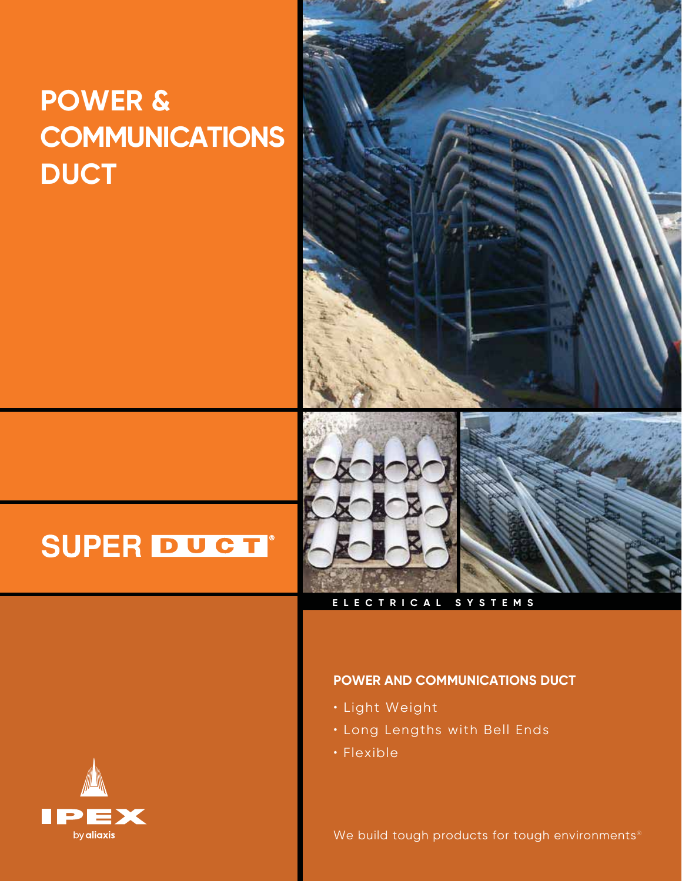# POWER & COMMUNICATIONS DUCT

SUPER DUCT®

ELECTRICAL SYSTEMS

## POWER AND COMMUNICATIONS DUCT

- Light Weight
- Long Lengths with Bell Ends
- Flexible

IPEX by aliaxis

We build tough products for tough environments®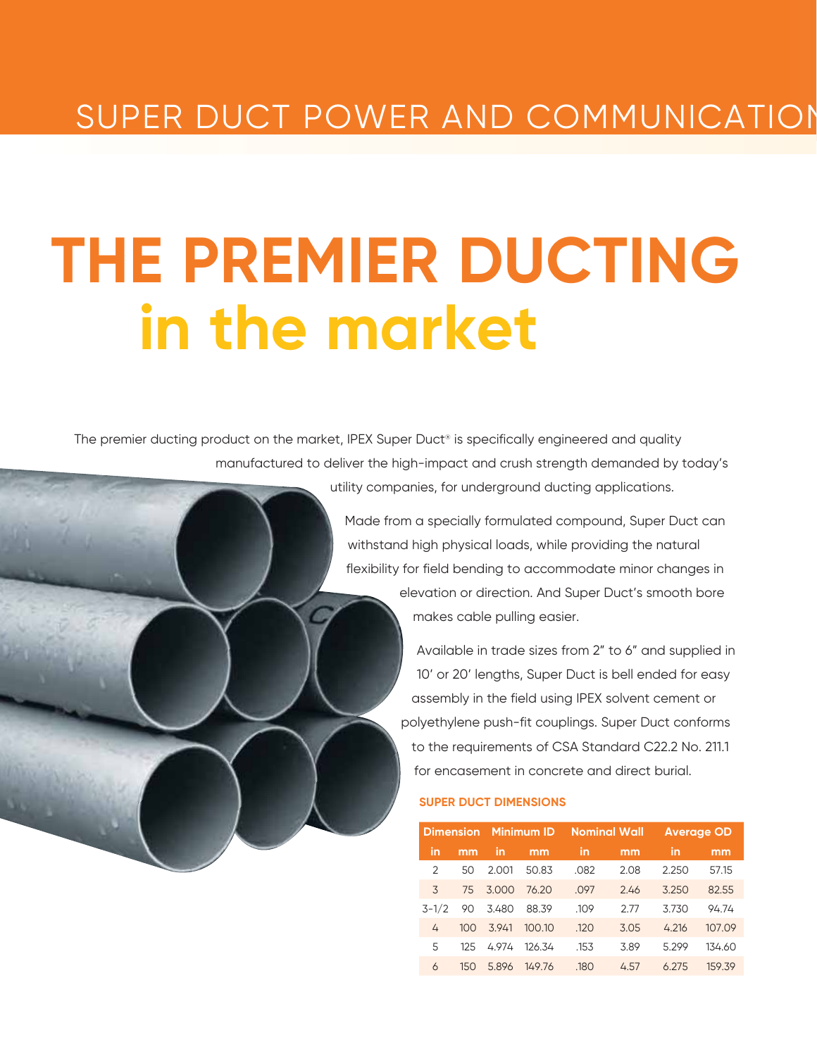SUPER DUCT POWER AND COMMUNICATION

# THE PREMIER DUCTING in the market

The premier ducting product on the market, IPEX Super Duct® is specifically engineered and quality manufactured to deliver the high-impact and crush strength demanded by today's utility companies, for underground ducting applications.

Made from a specially formulated compound, Super Duct can withstand high physical loads, while providing the natural flexibility for field bending to accommodate minor changes in elevation or direction. And Super Duct's smooth bore makes cable pulling easier.

Available in trade sizes from 2" to 6" and supplied in 10' or 20' lengths, Super Duct is bell ended for easy assembly in the field using IPEX solvent cement or polyethylene push-fit couplings. Super Duct conforms to the requirements of CSA Standard C22.2 No. 211.1 for encasement in concrete and direct burial.

### SUPER DUCT DIMENSIONS

| Dimension | | Minimum ID | | Nominal Wall | | Average OD | |
|---|---|---|---|---|---|---|---|
| in | mm | in | mm | in | mm | in | mm |
| 2 | 50 | 2.001 | 50.83 | .082 | 2.08 | 2.250 | 57.15 |
| 3 | 75 | 3.000 | 76.20 | .097 | 2.46 | 3.250 | 82.55 |
| 3-1/2 | 90 | 3.480 | 88.39 | .109 | 2.77 | 3.730 | 94.74 |
| 4 | 100 | 3.941 | 100.10 | .120 | 3.05 | 4.216 | 107.09 |
| 5 | 125 | 4.974 | 126.34 | .153 | 3.89 | 5.299 | 134.60 |
| 6 | 150 | 5.896 | 149.76 | .180 | 4.57 | 6.275 | 159.39 |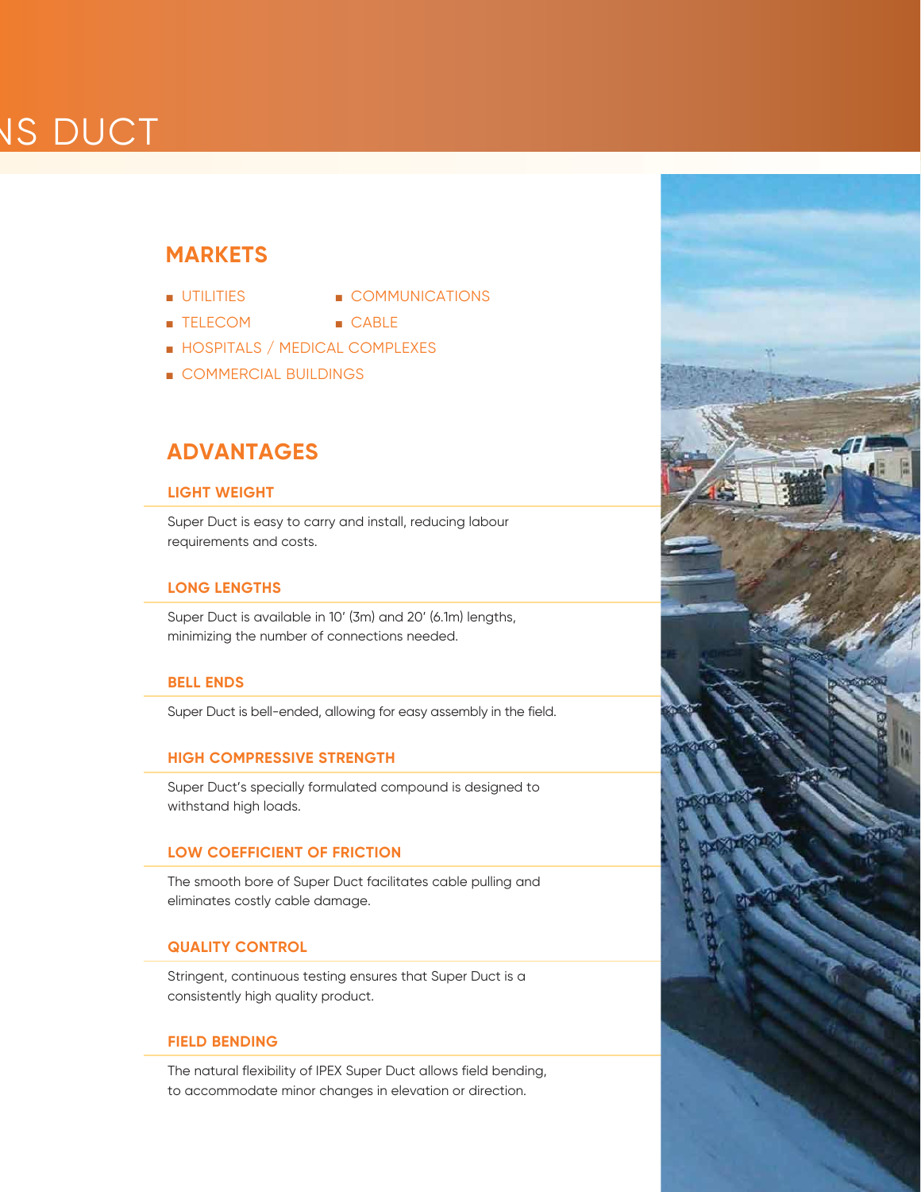NS DUCT

## MARKETS

- UTILITIES
- COMMUNICATIONS
- TELECOM
- CABLE
- HOSPITALS / MEDICAL COMPLEXES
- COMMERCIAL BUILDINGS

## ADVANTAGES

### LIGHT WEIGHT

Super Duct is easy to carry and install, reducing labour requirements and costs.

### LONG LENGTHS

Super Duct is available in 10' (3m) and 20' (6.1m) lengths, minimizing the number of connections needed.

### BELL ENDS

Super Duct is bell-ended, allowing for easy assembly in the field.

### HIGH COMPRESSIVE STRENGTH

Super Duct's specially formulated compound is designed to withstand high loads.

### LOW COEFFICIENT OF FRICTION

The smooth bore of Super Duct facilitates cable pulling and eliminates costly cable damage.

### QUALITY CONTROL

Stringent, continuous testing ensures that Super Duct is a consistently high quality product.

### FIELD BENDING

The natural flexibility of IPEX Super Duct allows field bending, to accommodate minor changes in elevation or direction.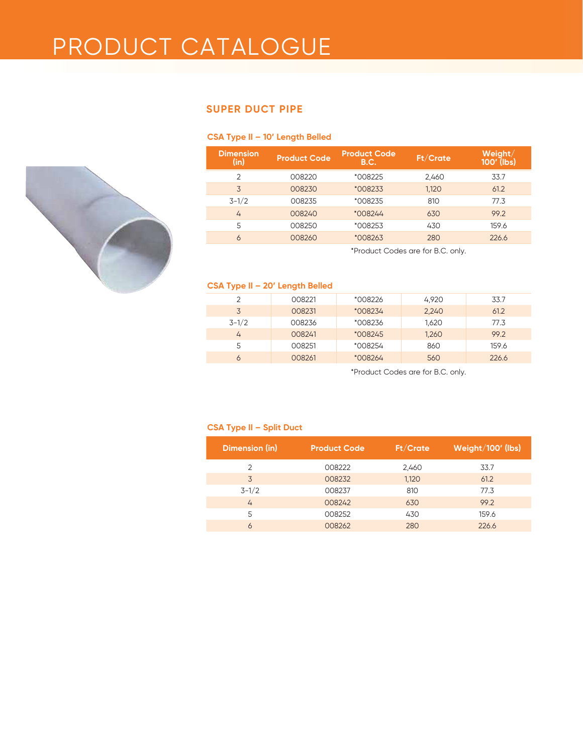# PRODUCT CATALOGUE

## SUPER DUCT PIPE

### CSA Type II – 10' Length Belled

| Dimension (in) | Product Code | Product Code B.C. | Ft/Crate | Weight/ 100' (lbs) |
|---|---|---|---|---|
| 2 | 008220 | *008225 | 2,460 | 33.7 |
| 3 | 008230 | *008233 | 1,120 | 61.2 |
| 3-1/2 | 008235 | *008235 | 810 | 77.3 |
| 4 | 008240 | *008244 | 630 | 99.2 |
| 5 | 008250 | *008253 | 430 | 159.6 |
| 6 | 008260 | *008263 | 280 | 226.6 |

*Product Codes are for B.C. only.

### CSA Type II – 20' Length Belled

| Dimension (in) | Product Code | Product Code B.C. | Ft/Crate | Weight/ 100' (lbs) |
|---|---|---|---|---|
| 2 | 008221 | *008226 | 4,920 | 33.7 |
| 3 | 008231 | *008234 | 2,240 | 61.2 |
| 3-1/2 | 008236 | *008236 | 1,620 | 77.3 |
| 4 | 008241 | *008245 | 1,260 | 99.2 |
| 5 | 008251 | *008254 | 860 | 159.6 |
| 6 | 008261 | *008264 | 560 | 226.6 |

*Product Codes are for B.C. only.

### CSA Type II – Split Duct

| Dimension (in) | Product Code | Ft/Crate | Weight/100' (lbs) |
|---|---|---|---|
| 2 | 008222 | 2,460 | 33.7 |
| 3 | 008232 | 1,120 | 61.2 |
| 3-1/2 | 008237 | 810 | 77.3 |
| 4 | 008242 | 630 | 99.2 |
| 5 | 008252 | 430 | 159.6 |
| 6 | 008262 | 280 | 226.6 |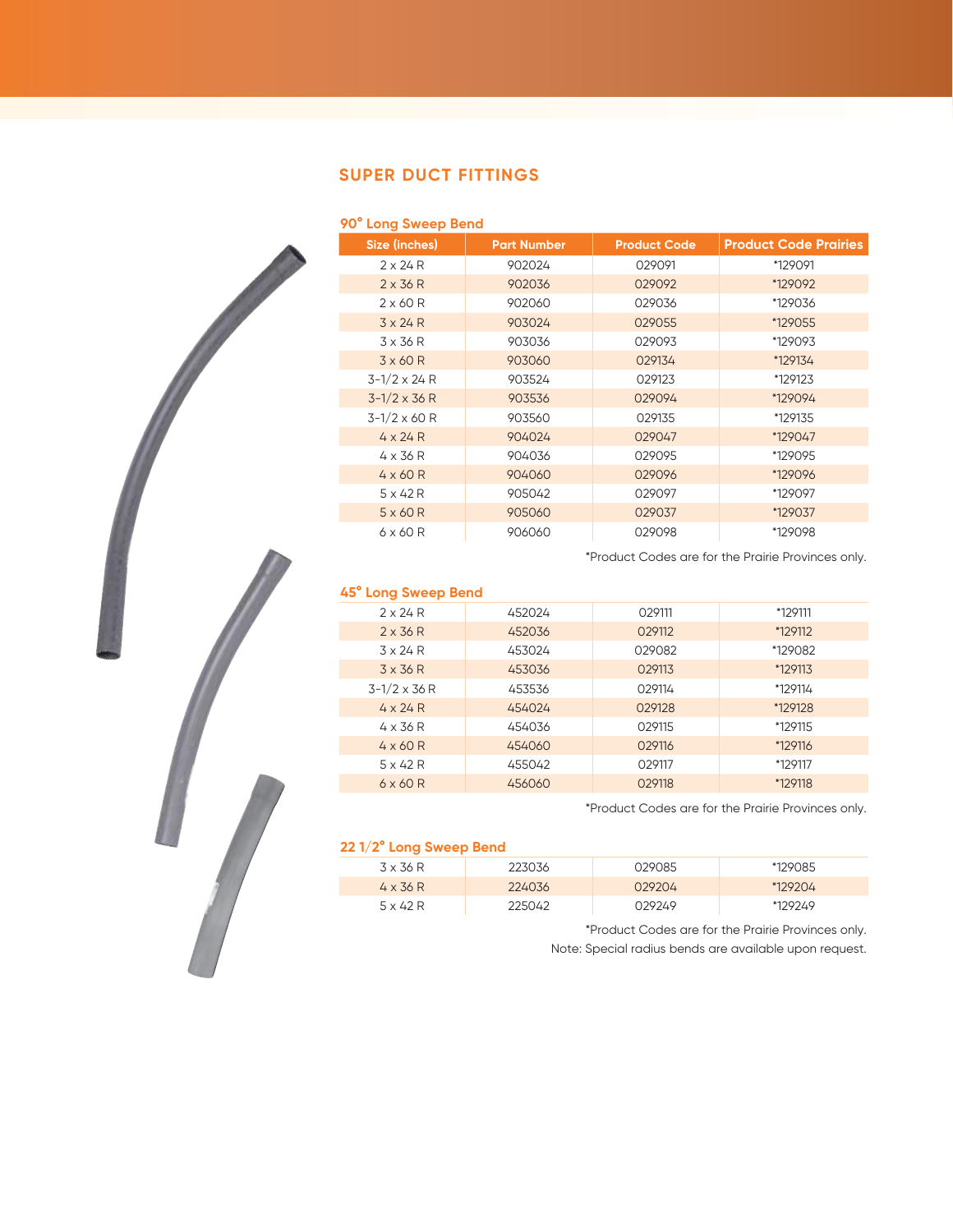## SUPER DUCT FITTINGS

### 90° Long Sweep Bend

| Size (inches) | Part Number | Product Code | Product Code Prairies |
|---|---|---|---|
| 2 x 24 R | 902024 | 029091 | *129091 |
| 2 x 36 R | 902036 | 029092 | *129092 |
| 2 x 60 R | 902060 | 029036 | *129036 |
| 3 x 24 R | 903024 | 029055 | *129055 |
| 3 x 36 R | 903036 | 029093 | *129093 |
| 3 x 60 R | 903060 | 029134 | *129134 |
| 3-1/2 x 24 R | 903524 | 029123 | *129123 |
| 3-1/2 x 36 R | 903536 | 029094 | *129094 |
| 3-1/2 x 60 R | 903560 | 029135 | *129135 |
| 4 x 24 R | 904024 | 029047 | *129047 |
| 4 x 36 R | 904036 | 029095 | *129095 |
| 4 x 60 R | 904060 | 029096 | *129096 |
| 5 x 42 R | 905042 | 029097 | *129097 |
| 5 x 60 R | 905060 | 029037 | *129037 |
| 6 x 60 R | 906060 | 029098 | *129098 |

*Product Codes are for the Prairie Provinces only.

### 45° Long Sweep Bend

| Size (inches) | Part Number | Product Code | Product Code Prairies |
|---|---|---|---|
| 2 x 24 R | 452024 | 029111 | *129111 |
| 2 x 36 R | 452036 | 029112 | *129112 |
| 3 x 24 R | 453024 | 029082 | *129082 |
| 3 x 36 R | 453036 | 029113 | *129113 |
| 3-1/2 x 36 R | 453536 | 029114 | *129114 |
| 4 x 24 R | 454024 | 029128 | *129128 |
| 4 x 36 R | 454036 | 029115 | *129115 |
| 4 x 60 R | 454060 | 029116 | *129116 |
| 5 x 42 R | 455042 | 029117 | *129117 |
| 6 x 60 R | 456060 | 029118 | *129118 |

*Product Codes are for the Prairie Provinces only.

### 22 1/2° Long Sweep Bend

| Size (inches) | Part Number | Product Code | Product Code Prairies |
|---|---|---|---|
| 3 x 36 R | 223036 | 029085 | *129085 |
| 4 x 36 R | 224036 | 029204 | *129204 |
| 5 x 42 R | 225042 | 029249 | *129249 |

*Product Codes are for the Prairie Provinces only.

Note: Special radius bends are available upon request.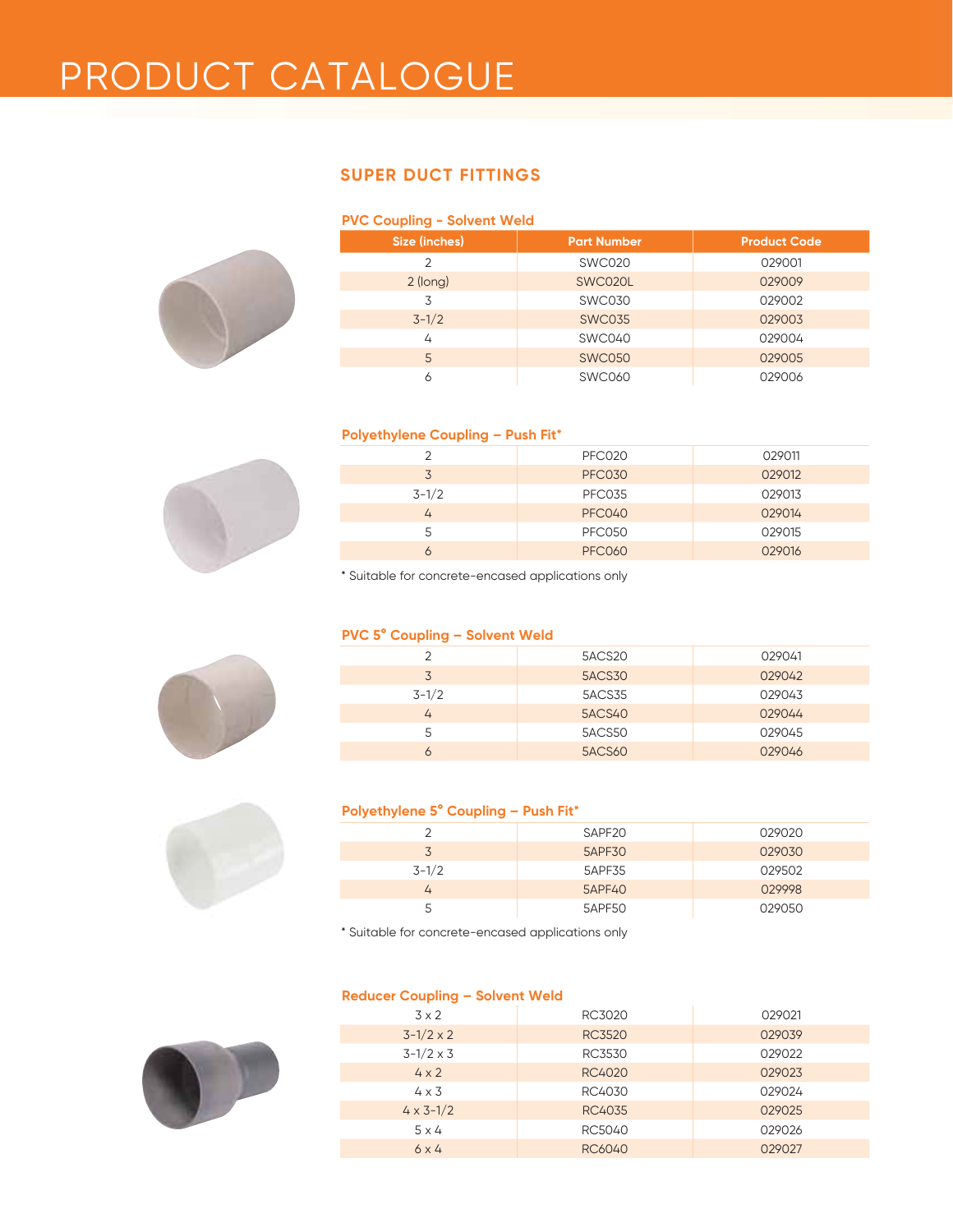# PRODUCT CATALOGUE

## SUPER DUCT FITTINGS

### PVC Coupling - Solvent Weld

| Size (inches) | Part Number | Product Code |
|---|---|---|
| 2 | SWC020 | 029001 |
| 2 (long) | SWC020L | 029009 |
| 3 | SWC030 | 029002 |
| 3-1/2 | SWC035 | 029003 |
| 4 | SWC040 | 029004 |
| 5 | SWC050 | 029005 |
| 6 | SWC060 | 029006 |

### Polyethylene Coupling – Push Fit*

| Size (inches) | Part Number | Product Code |
|---|---|---|
| 2 | PFC020 | 029011 |
| 3 | PFC030 | 029012 |
| 3-1/2 | PFC035 | 029013 |
| 4 | PFC040 | 029014 |
| 5 | PFC050 | 029015 |
| 6 | PFC060 | 029016 |

* Suitable for concrete-encased applications only

### PVC 5° Coupling – Solvent Weld

| Size (inches) | Part Number | Product Code |
|---|---|---|
| 2 | 5ACS20 | 029041 |
| 3 | 5ACS30 | 029042 |
| 3-1/2 | 5ACS35 | 029043 |
| 4 | 5ACS40 | 029044 |
| 5 | 5ACS50 | 029045 |
| 6 | 5ACS60 | 029046 |

### Polyethylene 5° Coupling – Push Fit*

| Size (inches) | Part Number | Product Code |
|---|---|---|
| 2 | SAPF20 | 029020 |
| 3 | 5APF30 | 029030 |
| 3-1/2 | 5APF35 | 029502 |
| 4 | 5APF40 | 029998 |
| 5 | 5APF50 | 029050 |

* Suitable for concrete-encased applications only

### Reducer Coupling – Solvent Weld

| Size (inches) | Part Number | Product Code |
|---|---|---|
| 3 x 2 | RC3020 | 029021 |
| 3-1/2 x 2 | RC3520 | 029039 |
| 3-1/2 x 3 | RC3530 | 029022 |
| 4 x 2 | RC4020 | 029023 |
| 4 x 3 | RC4030 | 029024 |
| 4 x 3-1/2 | RC4035 | 029025 |
| 5 x 4 | RC5040 | 029026 |
| 6 x 4 | RC6040 | 029027 |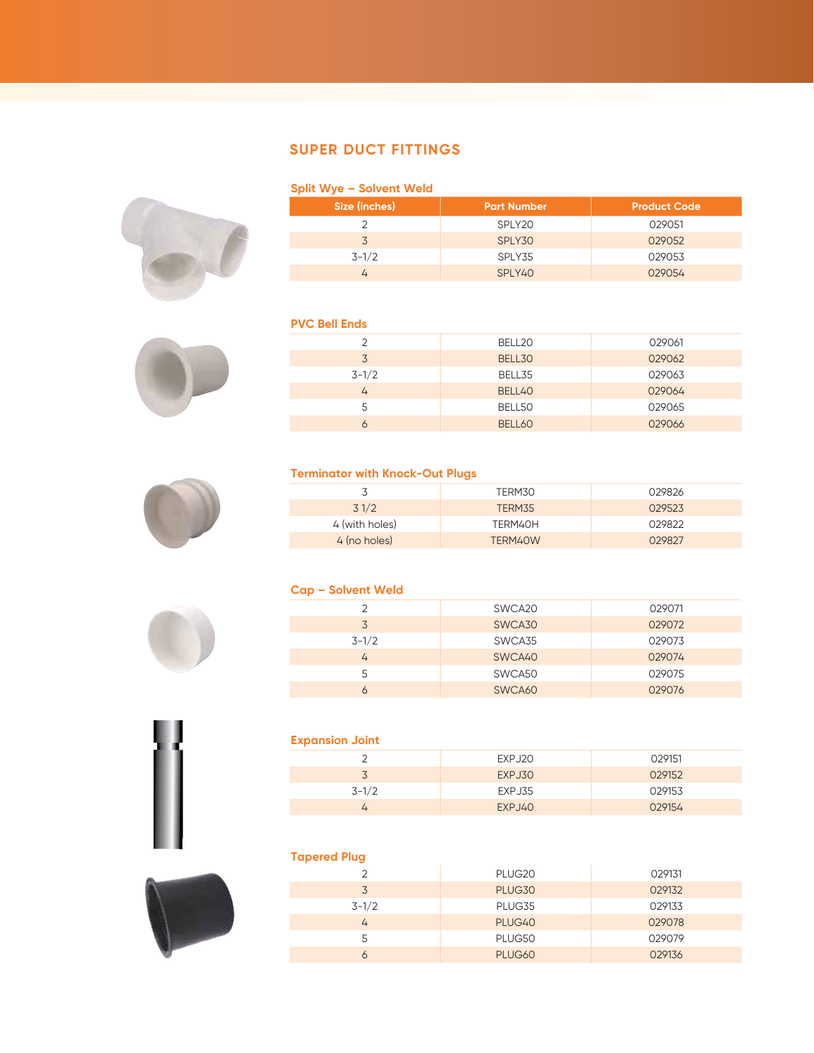## SUPER DUCT FITTINGS

### Split Wye – Solvent Weld

| Size (inches) | Part Number | Product Code |
|---|---|---|
| 2 | SPLY20 | 029051 |
| 3 | SPLY30 | 029052 |
| 3-1/2 | SPLY35 | 029053 |
| 4 | SPLY40 | 029054 |

### PVC Bell Ends

| Size (inches) | Part Number | Product Code |
|---|---|---|
| 2 | BELL20 | 029061 |
| 3 | BELL30 | 029062 |
| 3-1/2 | BELL35 | 029063 |
| 4 | BELL40 | 029064 |
| 5 | BELL50 | 029065 |
| 6 | BELL60 | 029066 |

### Terminator with Knock-Out Plugs

| Size (inches) | Part Number | Product Code |
|---|---|---|
| 3 | TERM30 | 029826 |
| 3 1/2 | TERM35 | 029523 |
| 4 (with holes) | TERM40H | 029822 |
| 4 (no holes) | TERM40W | 029827 |

### Cap – Solvent Weld

| Size (inches) | Part Number | Product Code |
|---|---|---|
| 2 | SWCA20 | 029071 |
| 3 | SWCA30 | 029072 |
| 3-1/2 | SWCA35 | 029073 |
| 4 | SWCA40 | 029074 |
| 5 | SWCA50 | 029075 |
| 6 | SWCA60 | 029076 |

### Expansion Joint

| Size (inches) | Part Number | Product Code |
|---|---|---|
| 2 | EXPJ20 | 029151 |
| 3 | EXPJ30 | 029152 |
| 3-1/2 | EXPJ35 | 029153 |
| 4 | EXPJ40 | 029154 |

### Tapered Plug

| Size (inches) | Part Number | Product Code |
|---|---|---|
| 2 | PLUG20 | 029131 |
| 3 | PLUG30 | 029132 |
| 3-1/2 | PLUG35 | 029133 |
| 4 | PLUG40 | 029078 |
| 5 | PLUG50 | 029079 |
| 6 | PLUG60 | 029136 |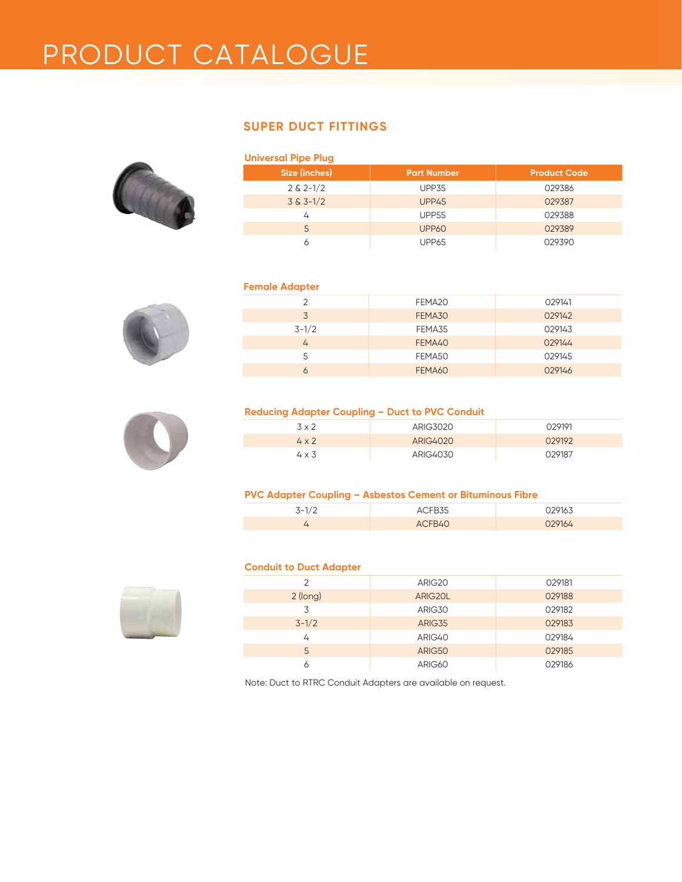# PRODUCT CATALOGUE

## SUPER DUCT FITTINGS

### Universal Pipe Plug

| Size (inches) | Part Number | Product Code |
|---|---|---|
| 2 & 2-1/2 | UPP35 | 029386 |
| 3 & 3-1/2 | UPP45 | 029387 |
| 4 | UPP55 | 029388 |
| 5 | UPP60 | 029389 |
| 6 | UPP65 | 029390 |

### Female Adapter

| Size (inches) | Part Number | Product Code |
|---|---|---|
| 2 | FEMA20 | 029141 |
| 3 | FEMA30 | 029142 |
| 3-1/2 | FEMA35 | 029143 |
| 4 | FEMA40 | 029144 |
| 5 | FEMA50 | 029145 |
| 6 | FEMA60 | 029146 |

### Reducing Adapter Coupling – Duct to PVC Conduit

| Size (inches) | Part Number | Product Code |
|---|---|---|
| 3 x 2 | ARIG3020 | 029191 |
| 4 x 2 | ARIG4020 | 029192 |
| 4 x 3 | ARIG4030 | 029187 |

### PVC Adapter Coupling – Asbestos Cement or Bituminous Fibre

| Size (inches) | Part Number | Product Code |
|---|---|---|
| 3-1/2 | ACFB35 | 029163 |
| 4 | ACFB40 | 029164 |

### Conduit to Duct Adapter

| Size (inches) | Part Number | Product Code |
|---|---|---|
| 2 | ARIG20 | 029181 |
| 2 (long) | ARIG20L | 029188 |
| 3 | ARIG30 | 029182 |
| 3-1/2 | ARIG35 | 029183 |
| 4 | ARIG40 | 029184 |
| 5 | ARIG50 | 029185 |
| 6 | ARIG60 | 029186 |

Note: Duct to RTRC Conduit Adapters are available on request.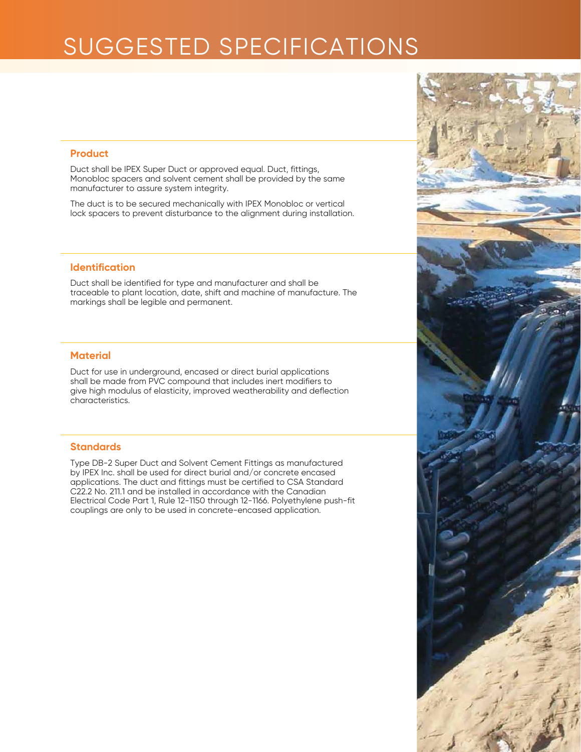# SUGGESTED SPECIFICATIONS

## Product

Duct shall be IPEX Super Duct or approved equal. Duct, fittings, Monobloc spacers and solvent cement shall be provided by the same manufacturer to assure system integrity.

The duct is to be secured mechanically with IPEX Monobloc or vertical lock spacers to prevent disturbance to the alignment during installation.

## Identification

Duct shall be identified for type and manufacturer and shall be traceable to plant location, date, shift and machine of manufacture. The markings shall be legible and permanent.

## Material

Duct for use in underground, encased or direct burial applications shall be made from PVC compound that includes inert modifiers to give high modulus of elasticity, improved weatherability and deflection characteristics.

## Standards

Type DB-2 Super Duct and Solvent Cement Fittings as manufactured by IPEX Inc. shall be used for direct burial and/or concrete encased applications. The duct and fittings must be certified to CSA Standard C22.2 No. 211.1 and be installed in accordance with the Canadian Electrical Code Part 1, Rule 12-1150 through 12-1166. Polyethylene push-fit couplings are only to be used in concrete-encased application.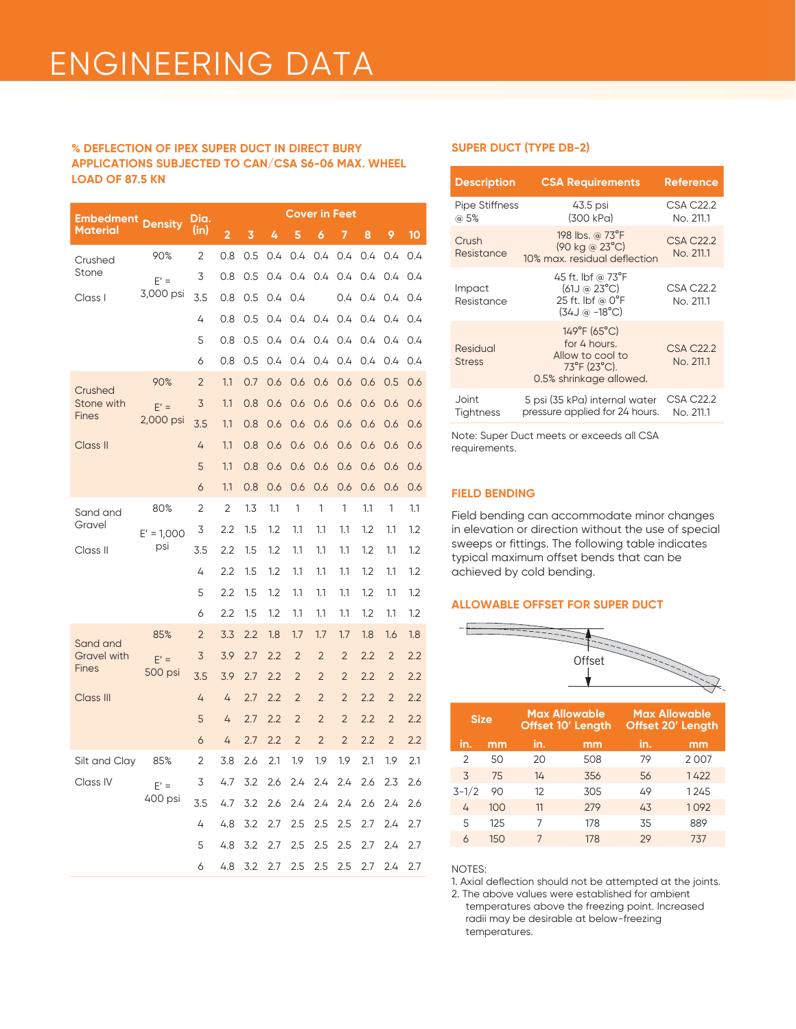# ENGINEERING DATA

### % DEFLECTION OF IPEX SUPER DUCT IN DIRECT BURY APPLICATIONS SUBJECTED TO CAN/CSA S6-06 MAX. WHEEL LOAD OF 87.5 KN

| Embedment Material | Density | Dia. (in) | Cover in Feet | | | | | | | | |
|---|---|---|---|---|---|---|---|---|---|---|---|
| | | | 2 | 3 | 4 | 5 | 6 | 7 | 8 | 9 | 10 |
| Crushed Stone Class I | 90% E' = 3,000 psi | 2 | 0.8 | 0.5 | 0.4 | 0.4 | 0.4 | 0.4 | 0.4 | 0.4 | 0.4 |
| | | 3 | 0.8 | 0.5 | 0.4 | 0.4 | 0.4 | 0.4 | 0.4 | 0.4 | 0.4 |
| | | 3.5 | 0.8 | 0.5 | 0.4 | 0.4 | | 0.4 | 0.4 | 0.4 | 0.4 |
| | | 4 | 0.8 | 0.5 | 0.4 | 0.4 | 0.4 | 0.4 | 0.4 | 0.4 | 0.4 |
| | | 5 | 0.8 | 0.5 | 0.4 | 0.4 | 0.4 | 0.4 | 0.4 | 0.4 | 0.4 |
| | | 6 | 0.8 | 0.5 | 0.4 | 0.4 | 0.4 | 0.4 | 0.4 | 0.4 | 0.4 |
| Crushed Stone with Fines Class II | 90% E' = 2,000 psi | 2 | 1.1 | 0.7 | 0.6 | 0.6 | 0.6 | 0.6 | 0.6 | 0.5 | 0.6 |
| | | 3 | 1.1 | 0.8 | 0.6 | 0.6 | 0.6 | 0.6 | 0.6 | 0.6 | 0.6 |
| | | 3.5 | 1.1 | 0.8 | 0.6 | 0.6 | 0.6 | 0.6 | 0.6 | 0.6 | 0.6 |
| | | 4 | 1.1 | 0.8 | 0.6 | 0.6 | 0.6 | 0.6 | 0.6 | 0.6 | 0.6 |
| | | 5 | 1.1 | 0.8 | 0.6 | 0.6 | 0.6 | 0.6 | 0.6 | 0.6 | 0.6 |
| | | 6 | 1.1 | 0.8 | 0.6 | 0.6 | 0.6 | 0.6 | 0.6 | 0.6 | 0.6 |
| Sand and Gravel Class II | 80% E' = 1,000 psi | 2 | 2 | 1.3 | 1.1 | 1 | 1 | 1 | 1.1 | 1 | 1.1 |
| | | 3 | 2.2 | 1.5 | 1.2 | 1.1 | 1.1 | 1.1 | 1.2 | 1.1 | 1.2 |
| | | 3.5 | 2.2 | 1.5 | 1.2 | 1.1 | 1.1 | 1.1 | 1.2 | 1.1 | 1.2 |
| | | 4 | 2.2 | 1.5 | 1.2 | 1.1 | 1.1 | 1.1 | 1.2 | 1.1 | 1.2 |
| | | 5 | 2.2 | 1.5 | 1.2 | 1.1 | 1.1 | 1.1 | 1.2 | 1.1 | 1.2 |
| | | 6 | 2.2 | 1.5 | 1.2 | 1.1 | 1.1 | 1.1 | 1.2 | 1.1 | 1.2 |
| Sand and Gravel with Fines Class III | 85% E' = 500 psi | 2 | 3.3 | 2.2 | 1.8 | 1.7 | 1.7 | 1.7 | 1.8 | 1.6 | 1.8 |
| | | 3 | 3.9 | 2.7 | 2.2 | 2 | 2 | 2 | 2.2 | 2 | 2.2 |
| | | 3.5 | 3.9 | 2.7 | 2.2 | 2 | 2 | 2 | 2.2 | 2 | 2.2 |
| | | 4 | 4 | 2.7 | 2.2 | 2 | 2 | 2 | 2.2 | 2 | 2.2 |
| | | 5 | 4 | 2.7 | 2.2 | 2 | 2 | 2 | 2.2 | 2 | 2.2 |
| | | 6 | 4 | 2.7 | 2.2 | 2 | 2 | 2 | 2.2 | 2 | 2.2 |
| Silt and Clay Class IV | 85% E' = 400 psi | 2 | 3.8 | 2.6 | 2.1 | 1.9 | 1.9 | 1.9 | 2.1 | 1.9 | 2.1 |
| | | 3 | 4.7 | 3.2 | 2.6 | 2.4 | 2.4 | 2.4 | 2.6 | 2.3 | 2.6 |
| | | 3.5 | 4.7 | 3.2 | 2.6 | 2.4 | 2.4 | 2.4 | 2.6 | 2.4 | 2.6 |
| | | 4 | 4.8 | 3.2 | 2.7 | 2.5 | 2.5 | 2.5 | 2.7 | 2.4 | 2.7 |
| | | 5 | 4.8 | 3.2 | 2.7 | 2.5 | 2.5 | 2.5 | 2.7 | 2.4 | 2.7 |
| | | 6 | 4.8 | 3.2 | 2.7 | 2.5 | 2.5 | 2.5 | 2.7 | 2.4 | 2.7 |

### SUPER DUCT (TYPE DB-2)

| Description | CSA Requirements | Reference |
|---|---|---|
| Pipe Stiffness @ 5% | 43.5 psi (300 kPa) | CSA C22.2 No. 211.1 |
| Crush Resistance | 198 lbs. @ 73°F (90 kg @ 23°C) 10% max. residual deflection | CSA C22.2 No. 211.1 |
| Impact Resistance | 45 ft. lbf @ 73°F (61J @ 23°C) 25 ft. lbf @ 0°F (34J @ -18°C) | CSA C22.2 No. 211.1 |
| Residual Stress | 149°F (65°C) for 4 hours. Allow to cool to 73°F (23°C). 0.5% shrinkage allowed. | CSA C22.2 No. 211.1 |
| Joint Tightness | 5 psi (35 kPa) internal water pressure applied for 24 hours. | CSA C22.2 No. 211.1 |

Note: Super Duct meets or exceeds all CSA requirements.

### FIELD BENDING

Field bending can accommodate minor changes in elevation or direction without the use of special sweeps or fittings. The following table indicates typical maximum offset bends that can be achieved by cold bending.

### ALLOWABLE OFFSET FOR SUPER DUCT

Offset

| Size | | Max Allowable Offset 10' Length | | Max Allowable Offset 20' Length | |
|---|---|---|---|---|---|
| in. | mm | in. | mm | in. | mm |
| 2 | 50 | 20 | 508 | 79 | 2 007 |
| 3 | 75 | 14 | 356 | 56 | 1 422 |
| 3-1/2 | 90 | 12 | 305 | 49 | 1 245 |
| 4 | 100 | 11 | 279 | 43 | 1 092 |
| 5 | 125 | 7 | 178 | 35 | 889 |
| 6 | 150 | 7 | 178 | 29 | 737 |

NOTES:

1. Axial deflection should not be attempted at the joints.
2. The above values were established for ambient temperatures above the freezing point. Increased radii may be desirable at below-freezing temperatures.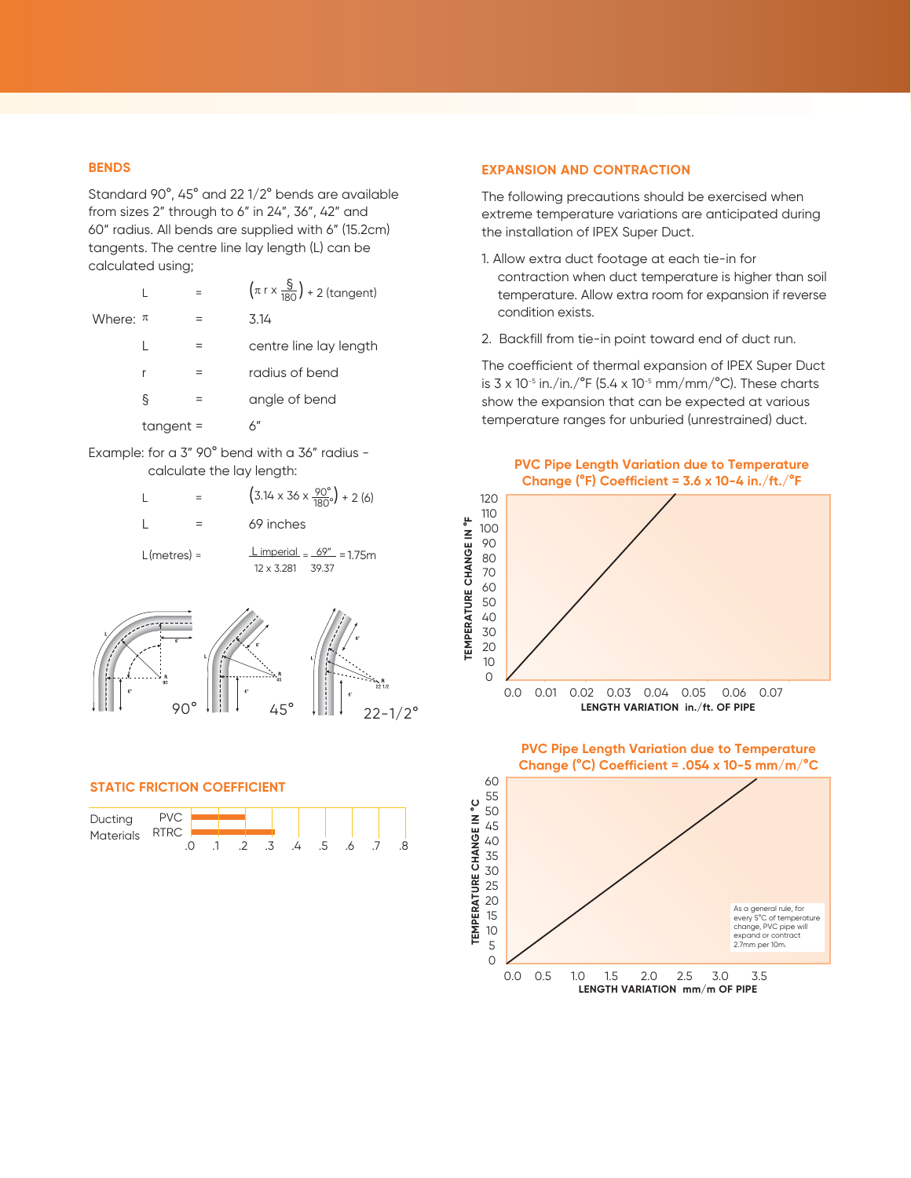## BENDS

Standard 90°, 45° and 22 1/2° bends are available from sizes 2" through to 6" in 24", 36", 42" and 60" radius. All bends are supplied with 6" (15.2cm) tangents. The centre line lay length (L) can be calculated using;

$$L = \left(\pi \; r \times \frac{\S}{180}\right) + 2\,(\text{tangent})$$

Where:

$\pi$ = 3.14

L = centre line lay length

r = radius of bend

§ = angle of bend

tangent = 6"

Example: for a 3" 90° bend with a 36" radius - calculate the lay length:

$$L = \left(3.14 \times 36 \times \frac{90^\circ}{180^\circ}\right) + 2\,(6)$$

L = 69 inches

$$L(\text{metres}) = \frac{L \text{ imperial}}{12 \times 3.281} = \frac{69"}{39.37} = 1.75\text{m}$$

90° 45° 22-1/2°

## STATIC FRICTION COEFFICIENT

Ducting Materials: PVC, RTRC

.0 .1 .2 .3 .4 .5 .6 .7 .8

## EXPANSION AND CONTRACTION

The following precautions should be exercised when extreme temperature variations are anticipated during the installation of IPEX Super Duct.

1. Allow extra duct footage at each tie-in for contraction when duct temperature is higher than soil temperature. Allow extra room for expansion if reverse condition exists.
2. Backfill from tie-in point toward end of duct run.

The coefficient of thermal expansion of IPEX Super Duct is $3 \times 10^{-5}$ in./in./°F ($5.4 \times 10^{-5}$ mm/mm/°C). These charts show the expansion that can be expected at various temperature ranges for unburied (unrestrained) duct.

**PVC Pipe Length Variation due to Temperature Change (°F) Coefficient = 3.6 x 10-4 in./ft./°F**

TEMPERATURE CHANGE IN °F (0–120); LENGTH VARIATION in./ft. OF PIPE (0.0–0.07)

**PVC Pipe Length Variation due to Temperature Change (°C) Coefficient = .054 x 10-5 mm/m/°C**

TEMPERATURE CHANGE IN °C (0–60); LENGTH VARIATION mm/m OF PIPE (0.0–3.5)

As a general rule, for every 5°C of temperature change, PVC pipe will expand or contract 2.7mm per 10m.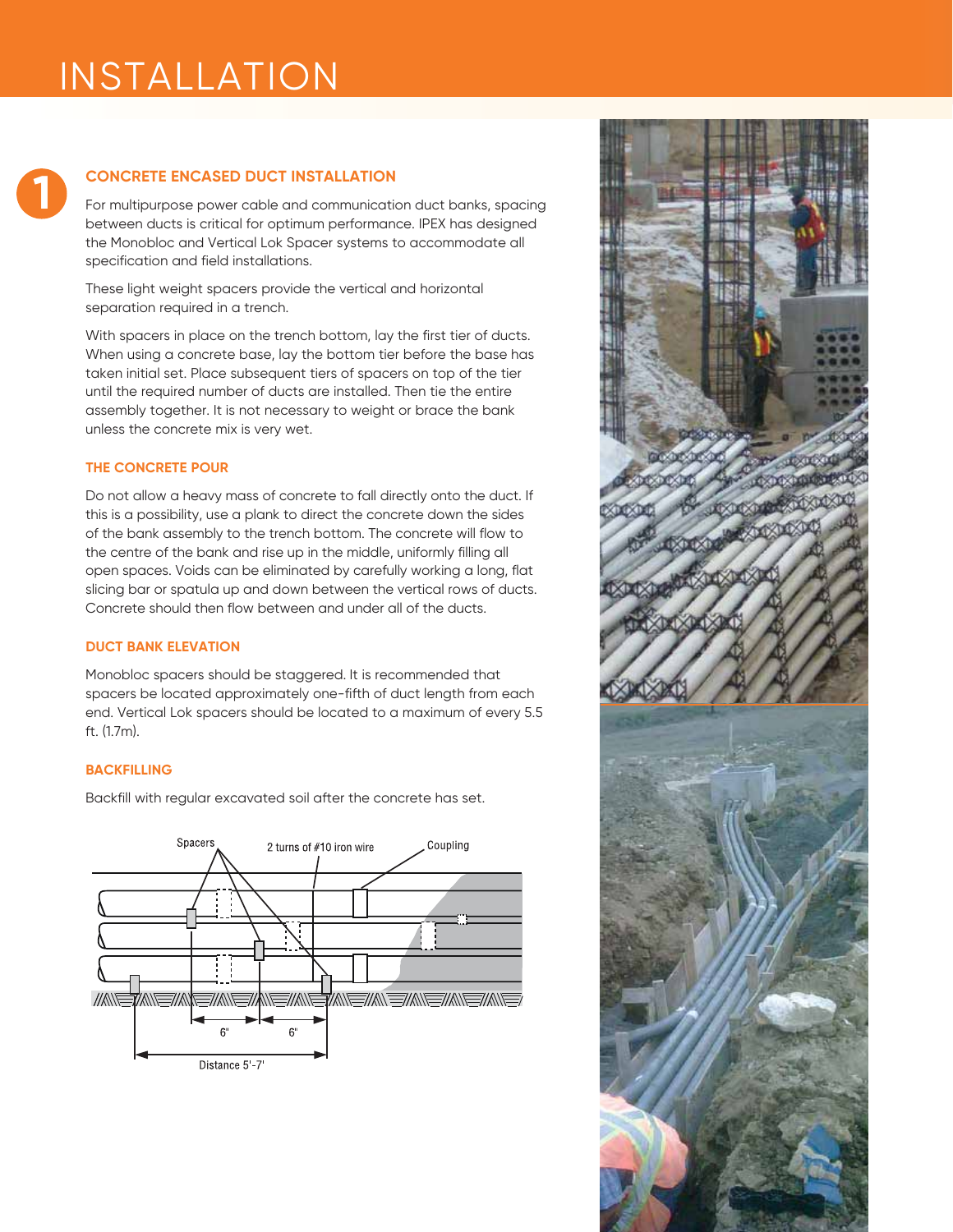# INSTALLATION

## 1 CONCRETE ENCASED DUCT INSTALLATION

For multipurpose power cable and communication duct banks, spacing between ducts is critical for optimum performance. IPEX has designed the Monobloc and Vertical Lok Spacer systems to accommodate all specification and field installations.

These light weight spacers provide the vertical and horizontal separation required in a trench.

With spacers in place on the trench bottom, lay the first tier of ducts. When using a concrete base, lay the bottom tier before the base has taken initial set. Place subsequent tiers of spacers on top of the tier until the required number of ducts are installed. Then tie the entire assembly together. It is not necessary to weight or brace the bank unless the concrete mix is very wet.

### THE CONCRETE POUR

Do not allow a heavy mass of concrete to fall directly onto the duct. If this is a possibility, use a plank to direct the concrete down the sides of the bank assembly to the trench bottom. The concrete will flow to the centre of the bank and rise up in the middle, uniformly filling all open spaces. Voids can be eliminated by carefully working a long, flat slicing bar or spatula up and down between the vertical rows of ducts. Concrete should then flow between and under all of the ducts.

### DUCT BANK ELEVATION

Monobloc spacers should be staggered. It is recommended that spacers be located approximately one-fifth of duct length from each end. Vertical Lok spacers should be located to a maximum of every 5.5 ft. (1.7m).

### BACKFILLING

Backfill with regular excavated soil after the concrete has set.

Spacers | 2 turns of #10 iron wire | Coupling | 6" | 6" | Distance 5'-7'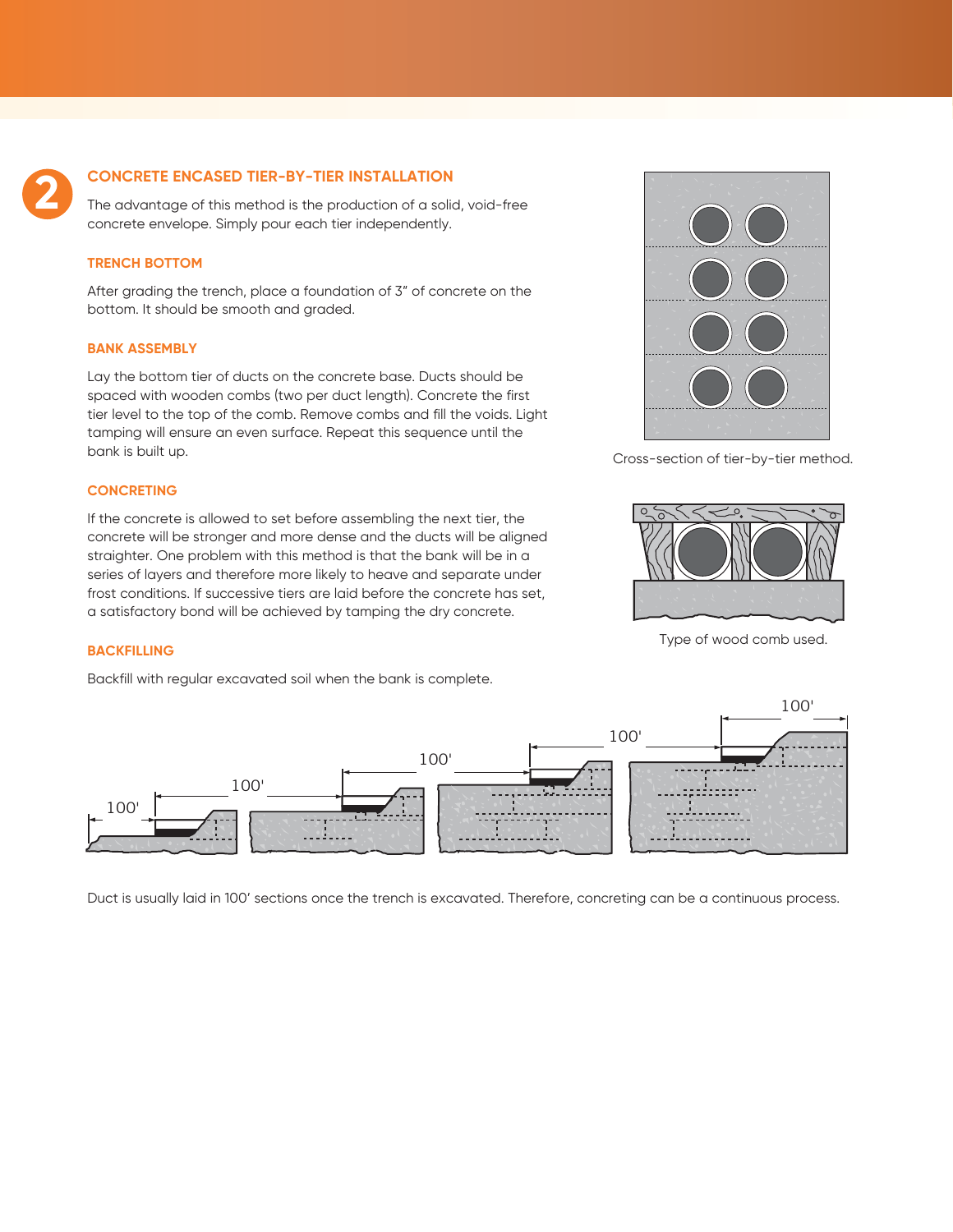## 2 CONCRETE ENCASED TIER-BY-TIER INSTALLATION

The advantage of this method is the production of a solid, void-free concrete envelope. Simply pour each tier independently.

### TRENCH BOTTOM

After grading the trench, place a foundation of 3" of concrete on the bottom. It should be smooth and graded.

### BANK ASSEMBLY

Lay the bottom tier of ducts on the concrete base. Ducts should be spaced with wooden combs (two per duct length). Concrete the first tier level to the top of the comb. Remove combs and fill the voids. Light tamping will ensure an even surface. Repeat this sequence until the bank is built up.

### CONCRETING

If the concrete is allowed to set before assembling the next tier, the concrete will be stronger and more dense and the ducts will be aligned straighter. One problem with this method is that the bank will be in a series of layers and therefore more likely to heave and separate under frost conditions. If successive tiers are laid before the concrete has set, a satisfactory bond will be achieved by tamping the dry concrete.

### BACKFILLING

Backfill with regular excavated soil when the bank is complete.

Cross-section of tier-by-tier method.

Type of wood comb used.

Duct is usually laid in 100' sections once the trench is excavated. Therefore, concreting can be a continuous process.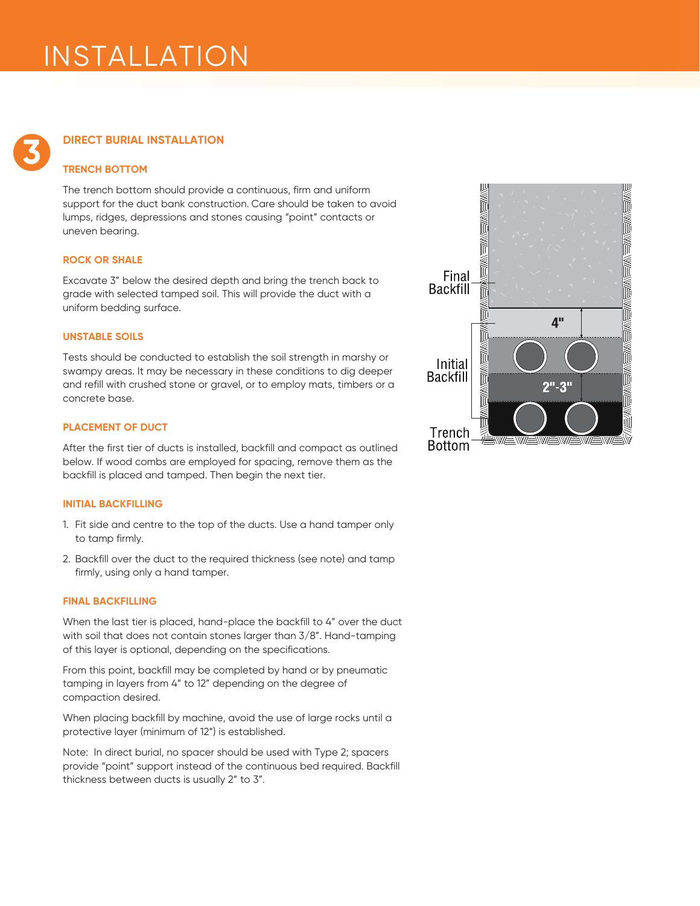# INSTALLATION

## 3 DIRECT BURIAL INSTALLATION

### TRENCH BOTTOM

The trench bottom should provide a continuous, firm and uniform support for the duct bank construction. Care should be taken to avoid lumps, ridges, depressions and stones causing "point" contacts or uneven bearing.

### ROCK OR SHALE

Excavate 3" below the desired depth and bring the trench back to grade with selected tamped soil. This will provide the duct with a uniform bedding surface.

### UNSTABLE SOILS

Tests should be conducted to establish the soil strength in marshy or swampy areas. It may be necessary in these conditions to dig deeper and refill with crushed stone or gravel, or to employ mats, timbers or a concrete base.

### PLACEMENT OF DUCT

After the first tier of ducts is installed, backfill and compact as outlined below. If wood combs are employed for spacing, remove them as the backfill is placed and tamped. Then begin the next tier.

### INITIAL BACKFILLING

1. Fit side and centre to the top of the ducts. Use a hand tamper only to tamp firmly.
2. Backfill over the duct to the required thickness (see note) and tamp firmly, using only a hand tamper.

### FINAL BACKFILLING

When the last tier is placed, hand-place the backfill to 4" over the duct with soil that does not contain stones larger than 3/8". Hand-tamping of this layer is optional, depending on the specifications.

From this point, backfill may be completed by hand or by pneumatic tamping in layers from 4" to 12" depending on the degree of compaction desired.

When placing backfill by machine, avoid the use of large rocks until a protective layer (minimum of 12") is established.

Note: In direct burial, no spacer should be used with Type 2; spacers provide "point" support instead of the continuous bed required. Backfill thickness between ducts is usually 2" to 3".

Final Backfill

4"

Initial Backfill

2"-3"

Trench Bottom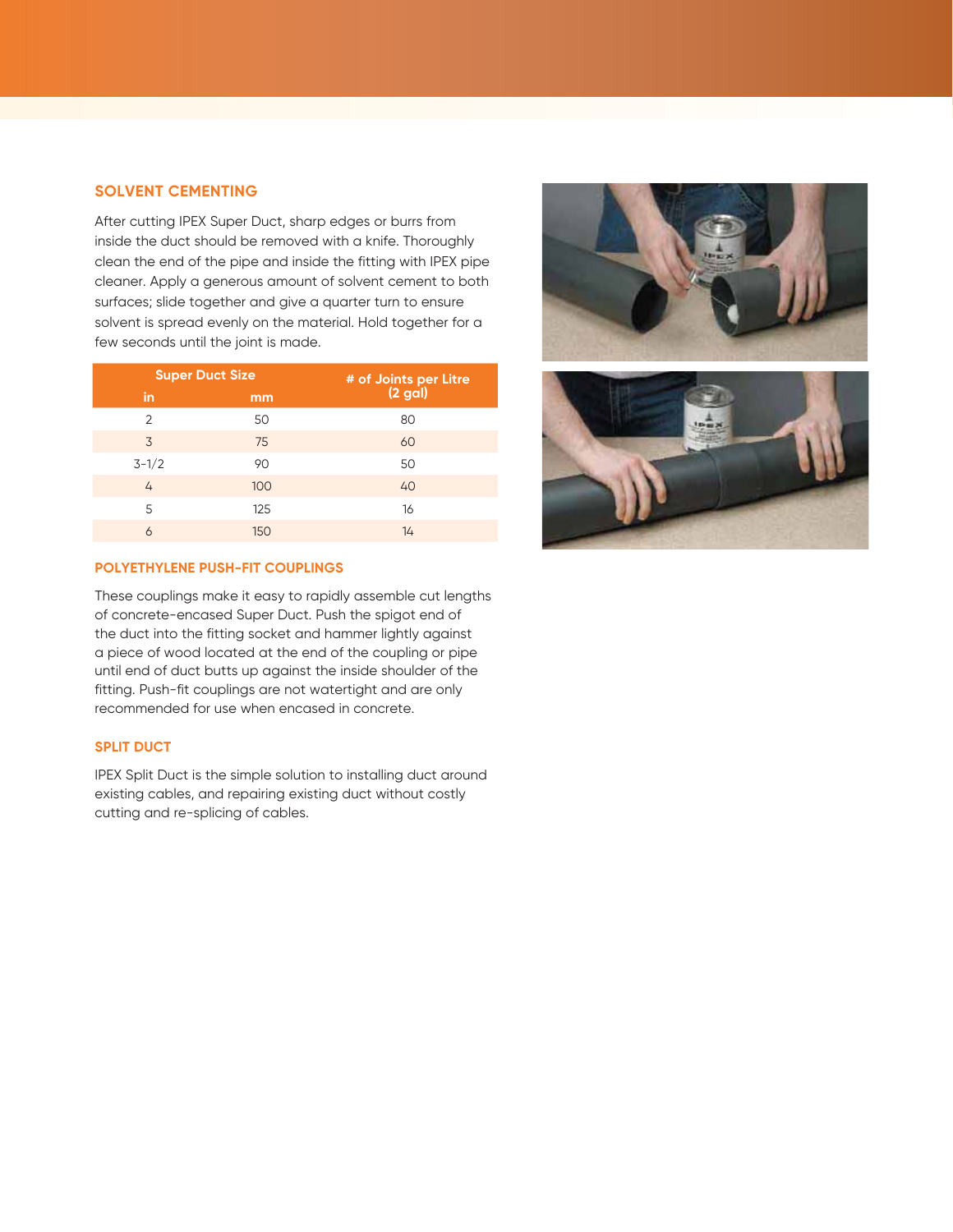## SOLVENT CEMENTING

After cutting IPEX Super Duct, sharp edges or burrs from inside the duct should be removed with a knife. Thoroughly clean the end of the pipe and inside the fitting with IPEX pipe cleaner. Apply a generous amount of solvent cement to both surfaces; slide together and give a quarter turn to ensure solvent is spread evenly on the material. Hold together for a few seconds until the joint is made.

| Super Duct Size | | # of Joints per Litre (2 gal) |
|---|---|---|
| in | mm | |
| 2 | 50 | 80 |
| 3 | 75 | 60 |
| 3-1/2 | 90 | 50 |
| 4 | 100 | 40 |
| 5 | 125 | 16 |
| 6 | 150 | 14 |

### POLYETHYLENE PUSH-FIT COUPLINGS

These couplings make it easy to rapidly assemble cut lengths of concrete-encased Super Duct. Push the spigot end of the duct into the fitting socket and hammer lightly against a piece of wood located at the end of the coupling or pipe until end of duct butts up against the inside shoulder of the fitting. Push-fit couplings are not watertight and are only recommended for use when encased in concrete.

### SPLIT DUCT

IPEX Split Duct is the simple solution to installing duct around existing cables, and repairing existing duct without costly cutting and re-splicing of cables.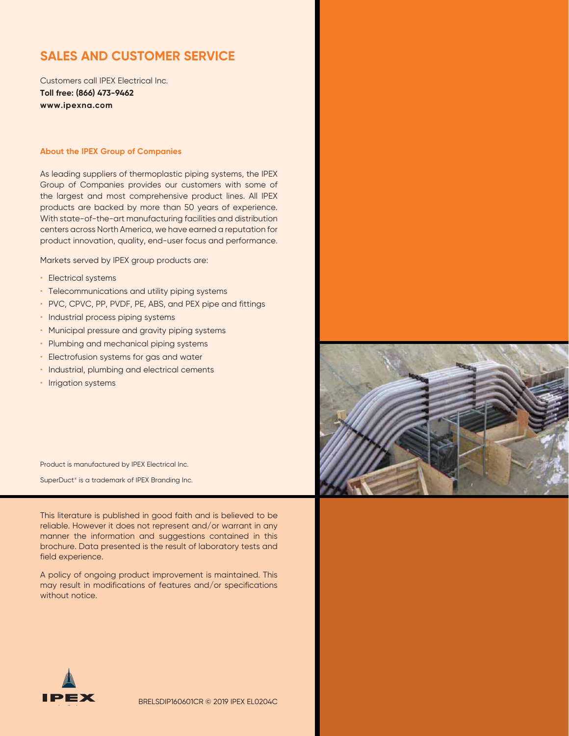## SALES AND CUSTOMER SERVICE

Customers call IPEX Electrical Inc.
**Toll free: (866) 473-9462**
**www.ipexna.com**

### About the IPEX Group of Companies

As leading suppliers of thermoplastic piping systems, the IPEX Group of Companies provides our customers with some of the largest and most comprehensive product lines. All IPEX products are backed by more than 50 years of experience. With state-of-the-art manufacturing facilities and distribution centers across North America, we have earned a reputation for product innovation, quality, end-user focus and performance.

Markets served by IPEX group products are:

- Electrical systems
- Telecommunications and utility piping systems
- PVC, CPVC, PP, PVDF, PE, ABS, and PEX pipe and fittings
- Industrial process piping systems
- Municipal pressure and gravity piping systems
- Plumbing and mechanical piping systems
- Electrofusion systems for gas and water
- Industrial, plumbing and electrical cements
- Irrigation systems

Product is manufactured by IPEX Electrical Inc.

SuperDuct® is a trademark of IPEX Branding Inc.

This literature is published in good faith and is believed to be reliable. However it does not represent and/or warrant in any manner the information and suggestions contained in this brochure. Data presented is the result of laboratory tests and field experience.

A policy of ongoing product improvement is maintained. This may result in modifications of features and/or specifications without notice.

IPEX

BRELSDIP160601CR © 2019 IPEX EL0204C